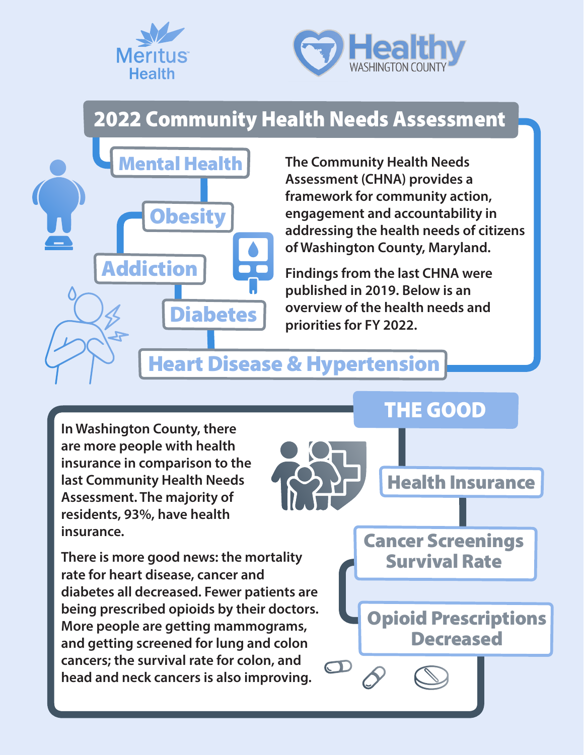Meritus Health

Healthy WASHINGTON COUNTY

# 2022 Community Health Needs Assessment

- Mental Health
- Obesity
- Addiction
- Diabetes
- Heart Disease & Hypertension

The Community Health Needs Assessment (CHNA) provides a framework for community action, engagement and accountability in addressing the health needs of citizens of Washington County, Maryland.

Findings from the last CHNA were published in 2019. Below is an overview of the health needs and priorities for FY 2022.

## THE GOOD

- Health Insurance
- Cancer Screenings Survival Rate
- Opioid Prescriptions Decreased

In Washington County, there are more people with health insurance in comparison to the last Community Health Needs Assessment. The majority of residents, 93%, have health insurance.

There is more good news: the mortality rate for heart disease, cancer and diabetes all decreased. Fewer patients are being prescribed opioids by their doctors. More people are getting mammograms, and getting screened for lung and colon cancers; the survival rate for colon, and head and neck cancers is also improving.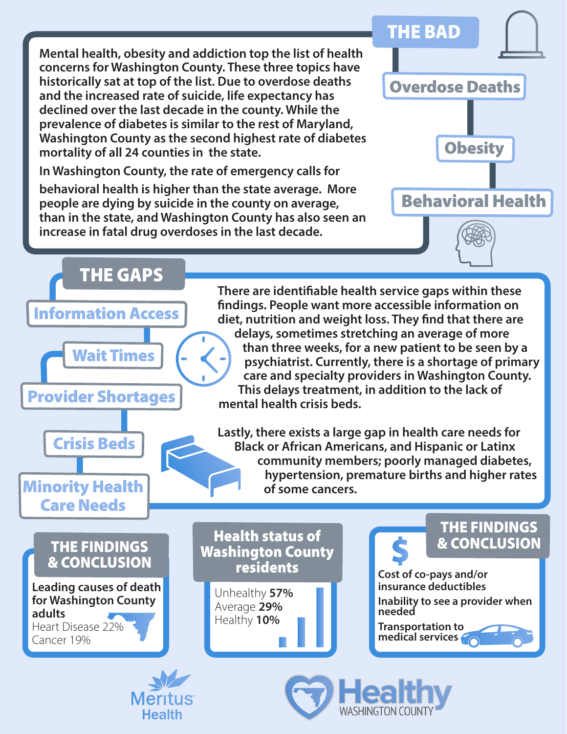## THE BAD

- Overdose Deaths
- Obesity
- Behavioral Health

Mental health, obesity and addiction top the list of health concerns for Washington County. These three topics have historically sat at top of the list. Due to overdose deaths and the increased rate of suicide, life expectancy has declined over the last decade in the county. While the prevalence of diabetes is similar to the rest of Maryland, Washington County as the second highest rate of diabetes mortality of all 24 counties in the state.

In Washington County, the rate of emergency calls for behavioral health is higher than the state average. More people are dying by suicide in the county on average, than in the state, and Washington County has also seen an increase in fatal drug overdoses in the last decade.

## THE GAPS

- Information Access
- Wait Times
- Provider Shortages
- Crisis Beds
- Minority Health Care Needs

There are identifiable health service gaps within these findings. People want more accessible information on diet, nutrition and weight loss. They find that there are delays, sometimes stretching an average of more than three weeks, for a new patient to be seen by a psychiatrist. Currently, there is a shortage of primary care and specialty providers in Washington County. This delays treatment, in addition to the lack of mental health crisis beds.

Lastly, there exists a large gap in health care needs for Black or African Americans, and Hispanic or Latinx community members; poorly managed diabetes, hypertension, premature births and higher rates of some cancers.

## THE FINDINGS & CONCLUSION

**Leading causes of death for Washington County adults**

Heart Disease 22%
Cancer 19%

## Health status of Washington County residents

Unhealthy **57%**
Average **29%**
Healthy **10%**

## THE FINDINGS & CONCLUSION

**Cost of co-pays and/or insurance deductibles**

**Inability to see a provider when needed**

**Transportation to medical services**

Meritus Health

Healthy WASHINGTON COUNTY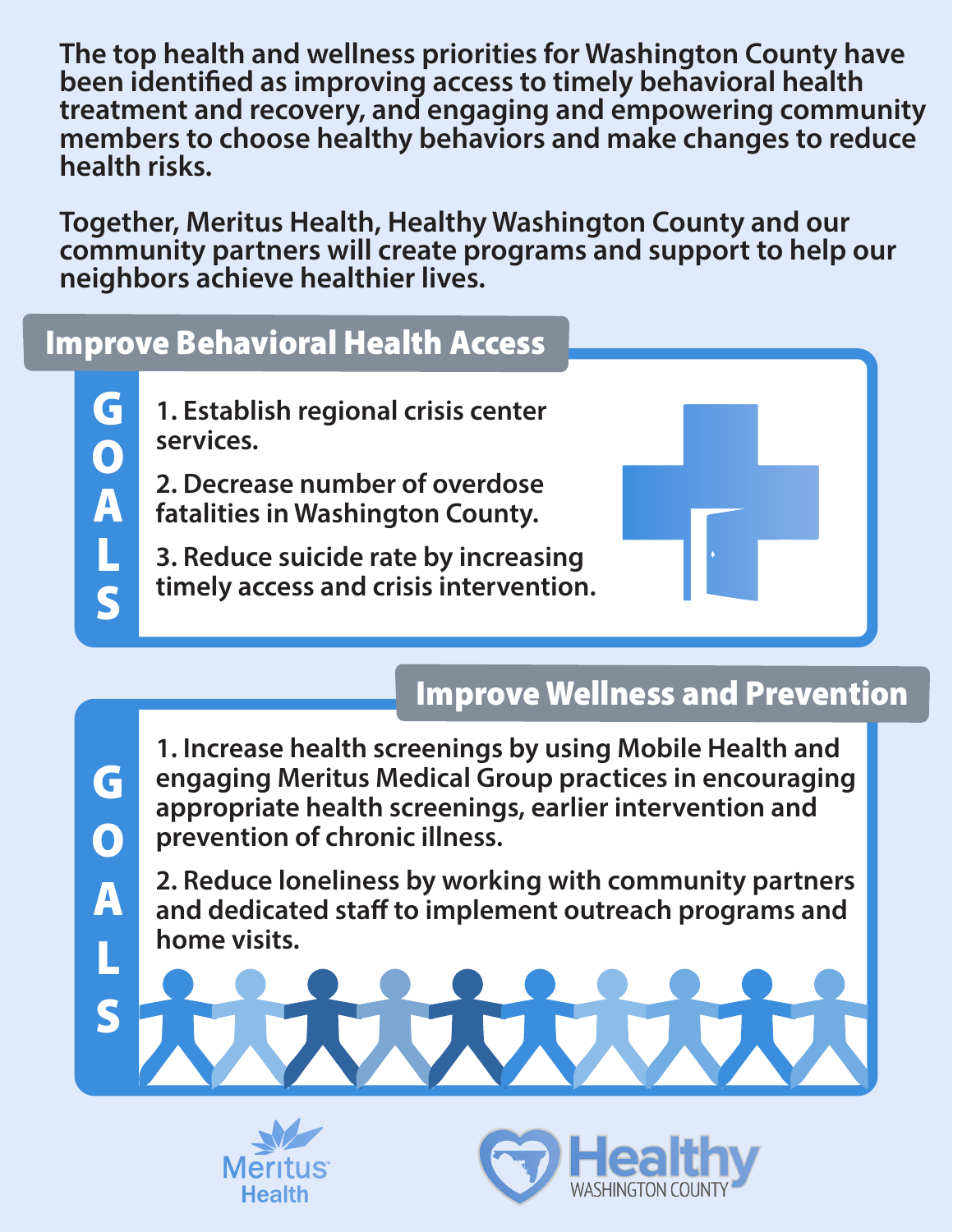The top health and wellness priorities for Washington County have been identified as improving access to timely behavioral health treatment and recovery, and engaging and empowering community members to choose healthy behaviors and make changes to reduce health risks.

Together, Meritus Health, Healthy Washington County and our community partners will create programs and support to help our neighbors achieve healthier lives.

## Improve Behavioral Health Access

**GOALS**

1. Establish regional crisis center services.
2. Decrease number of overdose fatalities in Washington County.
3. Reduce suicide rate by increasing timely access and crisis intervention.

## Improve Wellness and Prevention

**GOALS**

1. Increase health screenings by using Mobile Health and engaging Meritus Medical Group practices in encouraging appropriate health screenings, earlier intervention and prevention of chronic illness.
2. Reduce loneliness by working with community partners and dedicated staff to implement outreach programs and home visits.

Meritus Health

Healthy WASHINGTON COUNTY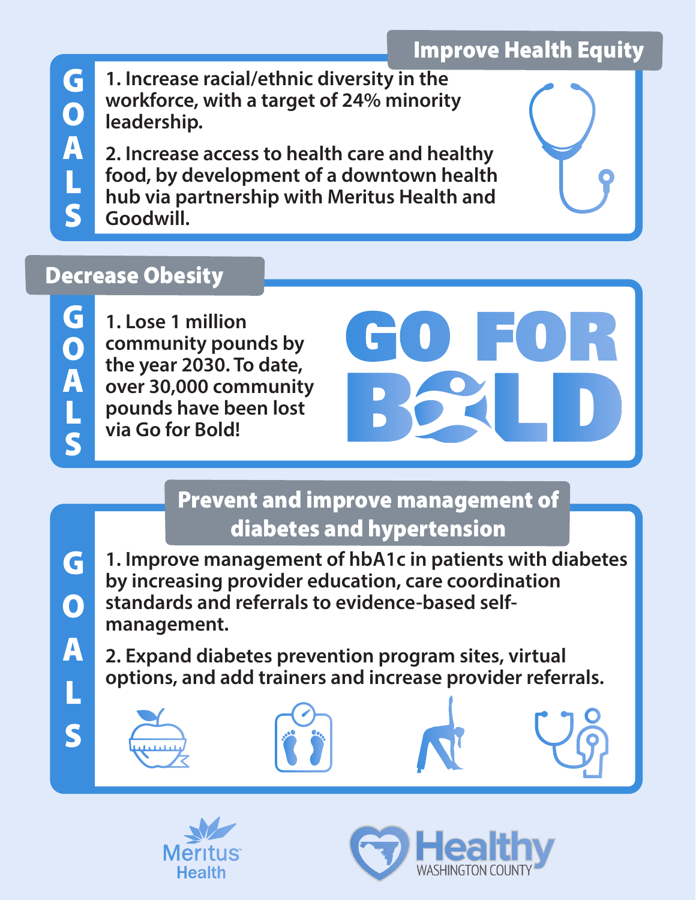## Improve Health Equity

GOALS

1. Increase racial/ethnic diversity in the workforce, with a target of 24% minority leadership.
2. Increase access to health care and healthy food, by development of a downtown health hub via partnership with Meritus Health and Goodwill.

## Decrease Obesity

GOALS

1. Lose 1 million community pounds by the year 2030. To date, over 30,000 community pounds have been lost via Go for Bold!

GO FOR BOLD

## Prevent and improve management of diabetes and hypertension

GOALS

1. Improve management of hbA1c in patients with diabetes by increasing provider education, care coordination standards and referrals to evidence-based self-management.
2. Expand diabetes prevention program sites, virtual options, and add trainers and increase provider referrals.

Meritus Health

Healthy WASHINGTON COUNTY